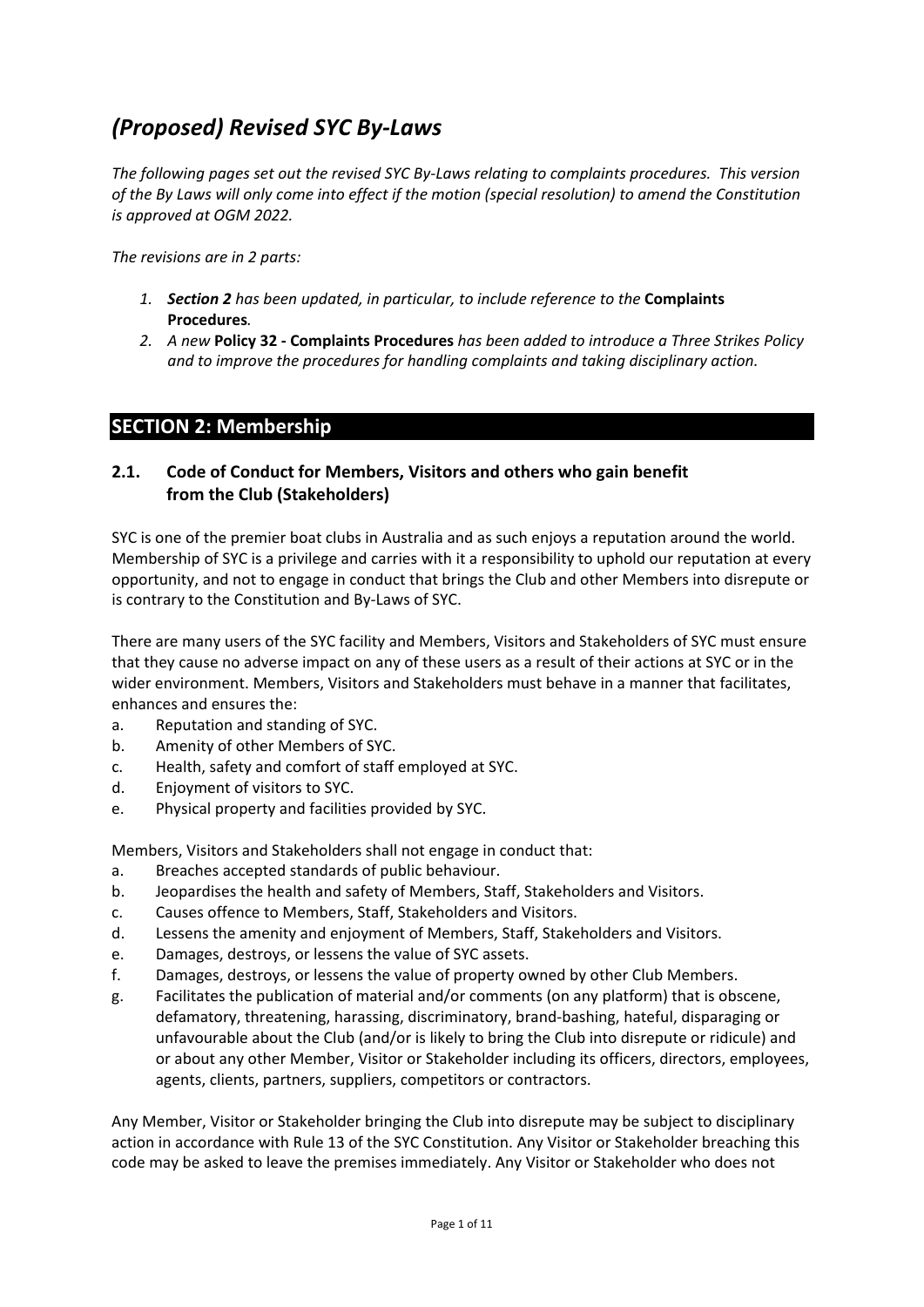# *(Proposed) Revised SYC By-Laws*

*The following pages set out the revised SYC By-Laws relating to complaints procedures. This version of the By Laws will only come into effect if the motion (special resolution) to amend the Constitution is approved at OGM 2022.*

*The revisions are in 2 parts:*

1. ***Section 2** has been updated, in particular, to include reference to the* **Complaints Procedures***.*
2. *A new* **Policy 32 - Complaints Procedures** *has been added to introduce a Three Strikes Policy and to improve the procedures for handling complaints and taking disciplinary action.*

## SECTION 2: Membership

### 2.1. Code of Conduct for Members, Visitors and others who gain benefit from the Club (Stakeholders)

SYC is one of the premier boat clubs in Australia and as such enjoys a reputation around the world. Membership of SYC is a privilege and carries with it a responsibility to uphold our reputation at every opportunity, and not to engage in conduct that brings the Club and other Members into disrepute or is contrary to the Constitution and By-Laws of SYC.

There are many users of the SYC facility and Members, Visitors and Stakeholders of SYC must ensure that they cause no adverse impact on any of these users as a result of their actions at SYC or in the wider environment. Members, Visitors and Stakeholders must behave in a manner that facilitates, enhances and ensures the:

a. Reputation and standing of SYC.
b. Amenity of other Members of SYC.
c. Health, safety and comfort of staff employed at SYC.
d. Enjoyment of visitors to SYC.
e. Physical property and facilities provided by SYC.

Members, Visitors and Stakeholders shall not engage in conduct that:

a. Breaches accepted standards of public behaviour.
b. Jeopardises the health and safety of Members, Staff, Stakeholders and Visitors.
c. Causes offence to Members, Staff, Stakeholders and Visitors.
d. Lessens the amenity and enjoyment of Members, Staff, Stakeholders and Visitors.
e. Damages, destroys, or lessens the value of SYC assets.
f. Damages, destroys, or lessens the value of property owned by other Club Members.
g. Facilitates the publication of material and/or comments (on any platform) that is obscene, defamatory, threatening, harassing, discriminatory, brand-bashing, hateful, disparaging or unfavourable about the Club (and/or is likely to bring the Club into disrepute or ridicule) and or about any other Member, Visitor or Stakeholder including its officers, directors, employees, agents, clients, partners, suppliers, competitors or contractors.

Any Member, Visitor or Stakeholder bringing the Club into disrepute may be subject to disciplinary action in accordance with Rule 13 of the SYC Constitution. Any Visitor or Stakeholder breaching this code may be asked to leave the premises immediately. Any Visitor or Stakeholder who does not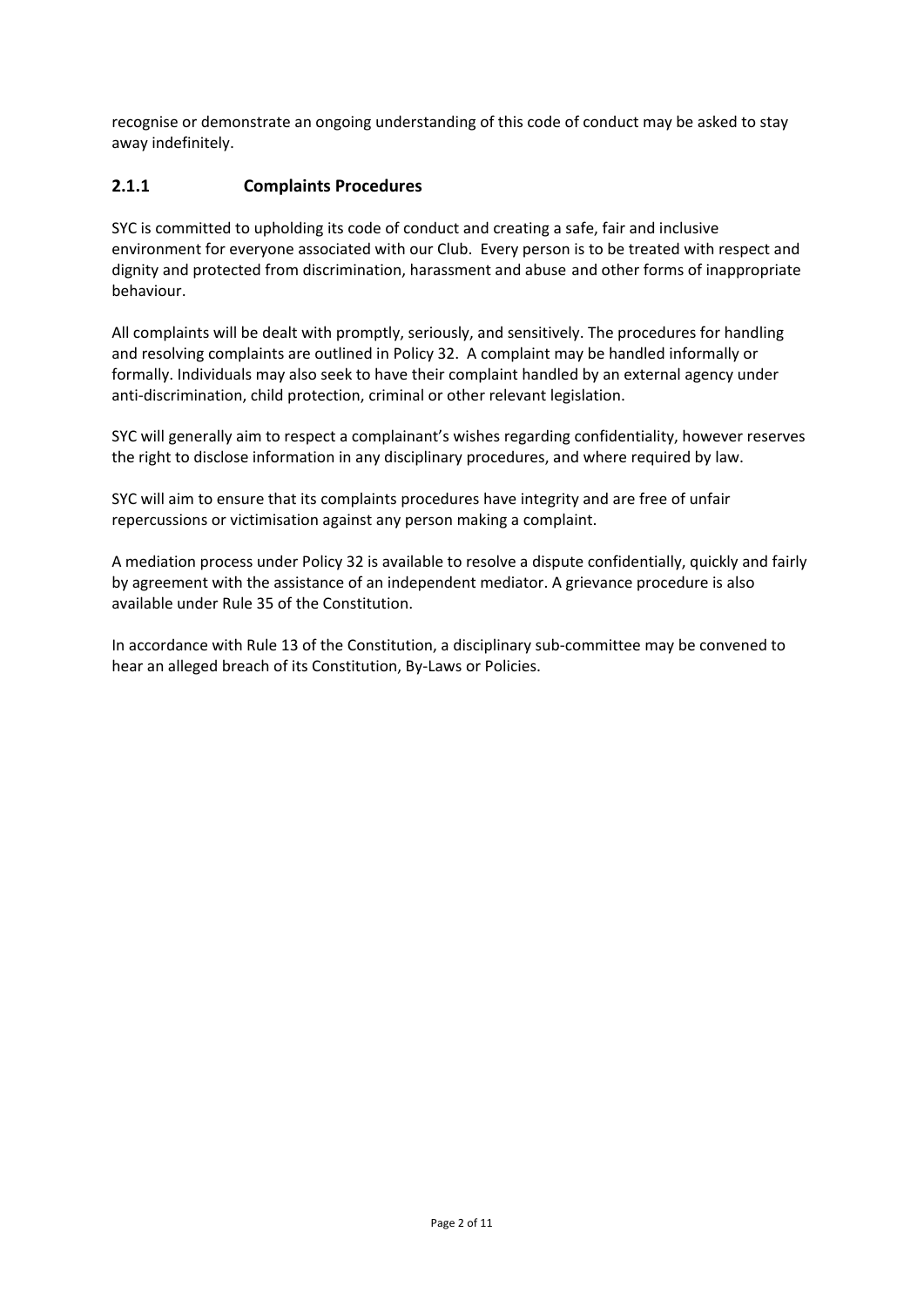recognise or demonstrate an ongoing understanding of this code of conduct may be asked to stay away indefinitely.

### 2.1.1 Complaints Procedures

SYC is committed to upholding its code of conduct and creating a safe, fair and inclusive environment for everyone associated with our Club. Every person is to be treated with respect and dignity and protected from discrimination, harassment and abuse and other forms of inappropriate behaviour.

All complaints will be dealt with promptly, seriously, and sensitively. The procedures for handling and resolving complaints are outlined in Policy 32. A complaint may be handled informally or formally. Individuals may also seek to have their complaint handled by an external agency under anti-discrimination, child protection, criminal or other relevant legislation.

SYC will generally aim to respect a complainant's wishes regarding confidentiality, however reserves the right to disclose information in any disciplinary procedures, and where required by law.

SYC will aim to ensure that its complaints procedures have integrity and are free of unfair repercussions or victimisation against any person making a complaint.

A mediation process under Policy 32 is available to resolve a dispute confidentially, quickly and fairly by agreement with the assistance of an independent mediator. A grievance procedure is also available under Rule 35 of the Constitution.

In accordance with Rule 13 of the Constitution, a disciplinary sub-committee may be convened to hear an alleged breach of its Constitution, By-Laws or Policies.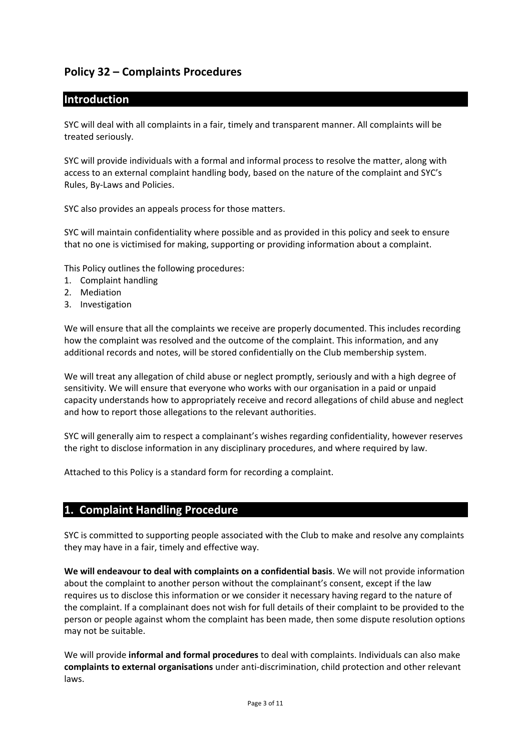## Policy 32 – Complaints Procedures

## Introduction

SYC will deal with all complaints in a fair, timely and transparent manner. All complaints will be treated seriously.

SYC will provide individuals with a formal and informal process to resolve the matter, along with access to an external complaint handling body, based on the nature of the complaint and SYC's Rules, By-Laws and Policies.

SYC also provides an appeals process for those matters.

SYC will maintain confidentiality where possible and as provided in this policy and seek to ensure that no one is victimised for making, supporting or providing information about a complaint.

This Policy outlines the following procedures:

1. Complaint handling
2. Mediation
3. Investigation

We will ensure that all the complaints we receive are properly documented. This includes recording how the complaint was resolved and the outcome of the complaint. This information, and any additional records and notes, will be stored confidentially on the Club membership system.

We will treat any allegation of child abuse or neglect promptly, seriously and with a high degree of sensitivity. We will ensure that everyone who works with our organisation in a paid or unpaid capacity understands how to appropriately receive and record allegations of child abuse and neglect and how to report those allegations to the relevant authorities.

SYC will generally aim to respect a complainant's wishes regarding confidentiality, however reserves the right to disclose information in any disciplinary procedures, and where required by law.

Attached to this Policy is a standard form for recording a complaint.

## 1. Complaint Handling Procedure

SYC is committed to supporting people associated with the Club to make and resolve any complaints they may have in a fair, timely and effective way.

**We will endeavour to deal with complaints on a confidential basis**. We will not provide information about the complaint to another person without the complainant's consent, except if the law requires us to disclose this information or we consider it necessary having regard to the nature of the complaint. If a complainant does not wish for full details of their complaint to be provided to the person or people against whom the complaint has been made, then some dispute resolution options may not be suitable.

We will provide **informal and formal procedures** to deal with complaints. Individuals can also make **complaints to external organisations** under anti-discrimination, child protection and other relevant laws.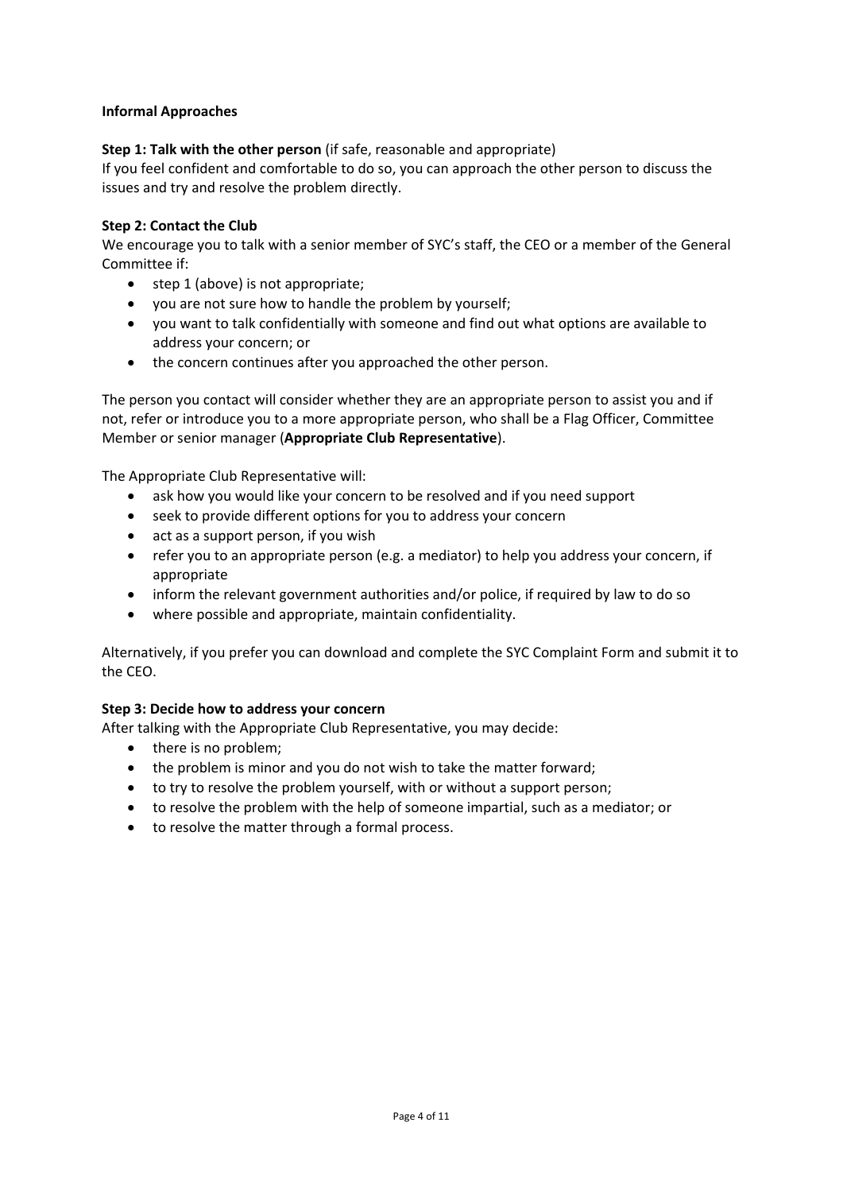**Informal Approaches**

**Step 1: Talk with the other person** (if safe, reasonable and appropriate)
If you feel confident and comfortable to do so, you can approach the other person to discuss the issues and try and resolve the problem directly.

**Step 2: Contact the Club**
We encourage you to talk with a senior member of SYC's staff, the CEO or a member of the General Committee if:

- step 1 (above) is not appropriate;
- you are not sure how to handle the problem by yourself;
- you want to talk confidentially with someone and find out what options are available to address your concern; or
- the concern continues after you approached the other person.

The person you contact will consider whether they are an appropriate person to assist you and if not, refer or introduce you to a more appropriate person, who shall be a Flag Officer, Committee Member or senior manager (**Appropriate Club Representative**).

The Appropriate Club Representative will:

- ask how you would like your concern to be resolved and if you need support
- seek to provide different options for you to address your concern
- act as a support person, if you wish
- refer you to an appropriate person (e.g. a mediator) to help you address your concern, if appropriate
- inform the relevant government authorities and/or police, if required by law to do so
- where possible and appropriate, maintain confidentiality.

Alternatively, if you prefer you can download and complete the SYC Complaint Form and submit it to the CEO.

**Step 3: Decide how to address your concern**
After talking with the Appropriate Club Representative, you may decide:

- there is no problem;
- the problem is minor and you do not wish to take the matter forward;
- to try to resolve the problem yourself, with or without a support person;
- to resolve the problem with the help of someone impartial, such as a mediator; or
- to resolve the matter through a formal process.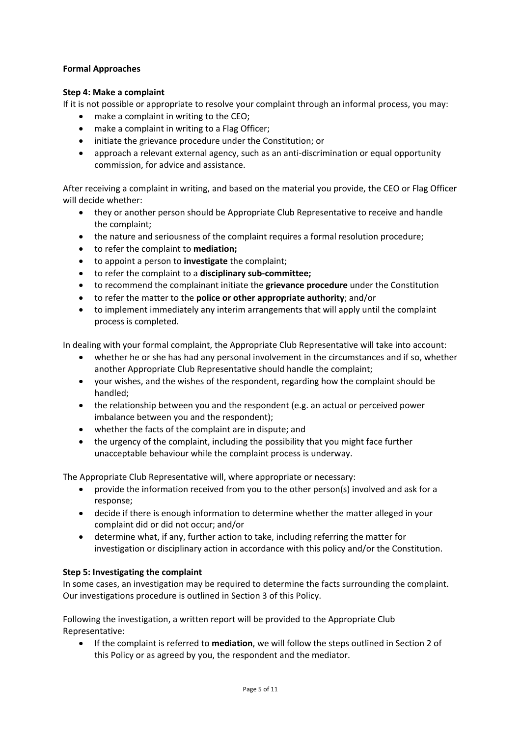**Formal Approaches**

**Step 4: Make a complaint**

If it is not possible or appropriate to resolve your complaint through an informal process, you may:

- make a complaint in writing to the CEO;
- make a complaint in writing to a Flag Officer;
- initiate the grievance procedure under the Constitution; or
- approach a relevant external agency, such as an anti-discrimination or equal opportunity commission, for advice and assistance.

After receiving a complaint in writing, and based on the material you provide, the CEO or Flag Officer will decide whether:

- they or another person should be Appropriate Club Representative to receive and handle the complaint;
- the nature and seriousness of the complaint requires a formal resolution procedure;
- to refer the complaint to **mediation;**
- to appoint a person to **investigate** the complaint;
- to refer the complaint to a **disciplinary sub-committee;**
- to recommend the complainant initiate the **grievance procedure** under the Constitution
- to refer the matter to the **police or other appropriate authority**; and/or
- to implement immediately any interim arrangements that will apply until the complaint process is completed.

In dealing with your formal complaint, the Appropriate Club Representative will take into account:

- whether he or she has had any personal involvement in the circumstances and if so, whether another Appropriate Club Representative should handle the complaint;
- your wishes, and the wishes of the respondent, regarding how the complaint should be handled;
- the relationship between you and the respondent (e.g. an actual or perceived power imbalance between you and the respondent);
- whether the facts of the complaint are in dispute; and
- the urgency of the complaint, including the possibility that you might face further unacceptable behaviour while the complaint process is underway.

The Appropriate Club Representative will, where appropriate or necessary:

- provide the information received from you to the other person(s) involved and ask for a response;
- decide if there is enough information to determine whether the matter alleged in your complaint did or did not occur; and/or
- determine what, if any, further action to take, including referring the matter for investigation or disciplinary action in accordance with this policy and/or the Constitution.

**Step 5: Investigating the complaint**

In some cases, an investigation may be required to determine the facts surrounding the complaint. Our investigations procedure is outlined in Section 3 of this Policy.

Following the investigation, a written report will be provided to the Appropriate Club Representative:

- If the complaint is referred to **mediation**, we will follow the steps outlined in Section 2 of this Policy or as agreed by you, the respondent and the mediator.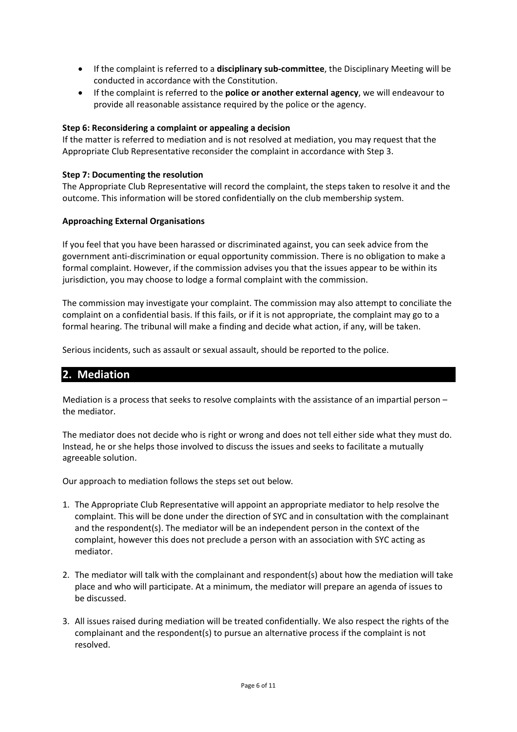- If the complaint is referred to a **disciplinary sub-committee**, the Disciplinary Meeting will be conducted in accordance with the Constitution.
- If the complaint is referred to the **police or another external agency**, we will endeavour to provide all reasonable assistance required by the police or the agency.

**Step 6: Reconsidering a complaint or appealing a decision**

If the matter is referred to mediation and is not resolved at mediation, you may request that the Appropriate Club Representative reconsider the complaint in accordance with Step 3.

**Step 7: Documenting the resolution**

The Appropriate Club Representative will record the complaint, the steps taken to resolve it and the outcome. This information will be stored confidentially on the club membership system.

**Approaching External Organisations**

If you feel that you have been harassed or discriminated against, you can seek advice from the government anti-discrimination or equal opportunity commission. There is no obligation to make a formal complaint. However, if the commission advises you that the issues appear to be within its jurisdiction, you may choose to lodge a formal complaint with the commission.

The commission may investigate your complaint. The commission may also attempt to conciliate the complaint on a confidential basis. If this fails, or if it is not appropriate, the complaint may go to a formal hearing. The tribunal will make a finding and decide what action, if any, will be taken.

Serious incidents, such as assault or sexual assault, should be reported to the police.

## 2. Mediation

Mediation is a process that seeks to resolve complaints with the assistance of an impartial person – the mediator.

The mediator does not decide who is right or wrong and does not tell either side what they must do. Instead, he or she helps those involved to discuss the issues and seeks to facilitate a mutually agreeable solution.

Our approach to mediation follows the steps set out below.

1. The Appropriate Club Representative will appoint an appropriate mediator to help resolve the complaint. This will be done under the direction of SYC and in consultation with the complainant and the respondent(s). The mediator will be an independent person in the context of the complaint, however this does not preclude a person with an association with SYC acting as mediator.
2. The mediator will talk with the complainant and respondent(s) about how the mediation will take place and who will participate. At a minimum, the mediator will prepare an agenda of issues to be discussed.
3. All issues raised during mediation will be treated confidentially. We also respect the rights of the complainant and the respondent(s) to pursue an alternative process if the complaint is not resolved.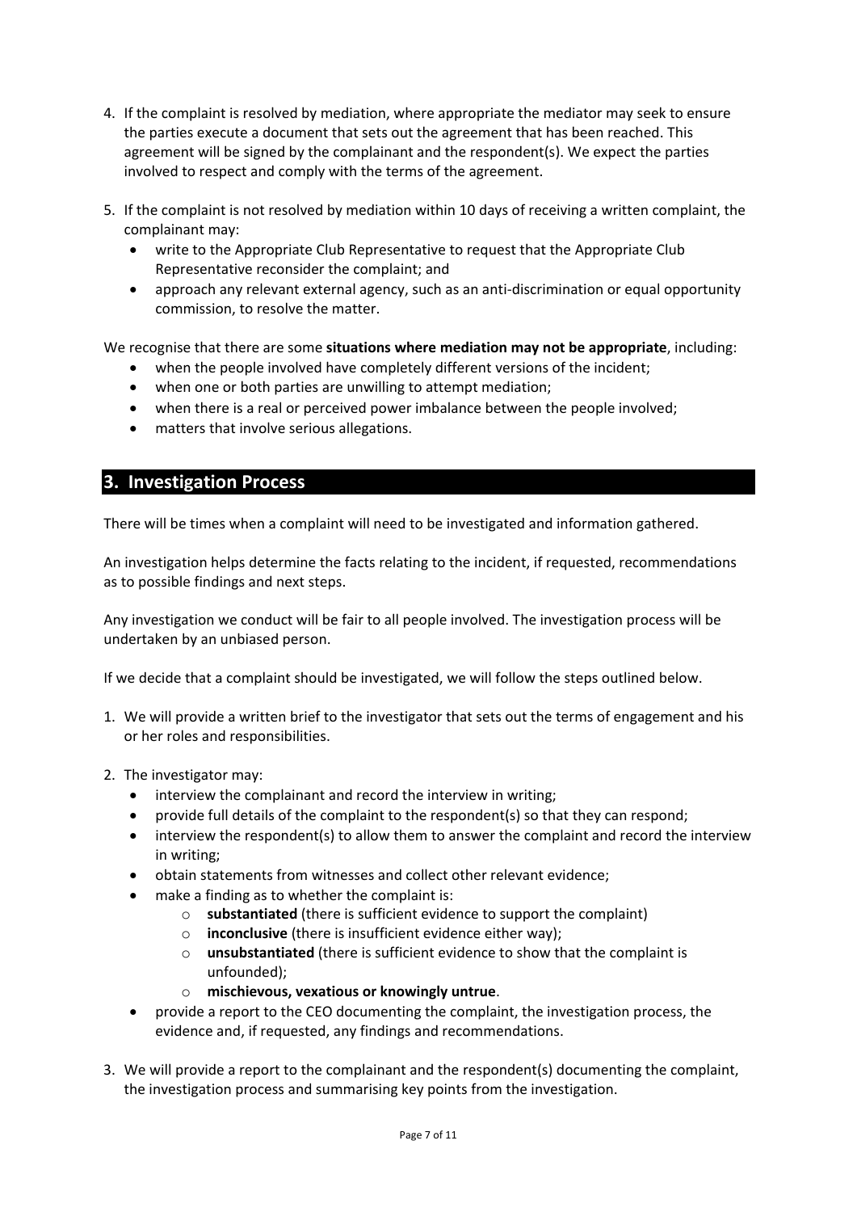4. If the complaint is resolved by mediation, where appropriate the mediator may seek to ensure the parties execute a document that sets out the agreement that has been reached. This agreement will be signed by the complainant and the respondent(s). We expect the parties involved to respect and comply with the terms of the agreement.

5. If the complaint is not resolved by mediation within 10 days of receiving a written complaint, the complainant may:
   - write to the Appropriate Club Representative to request that the Appropriate Club Representative reconsider the complaint; and
   - approach any relevant external agency, such as an anti-discrimination or equal opportunity commission, to resolve the matter.

We recognise that there are some **situations where mediation may not be appropriate**, including:

- when the people involved have completely different versions of the incident;
- when one or both parties are unwilling to attempt mediation;
- when there is a real or perceived power imbalance between the people involved;
- matters that involve serious allegations.

## 3. Investigation Process

There will be times when a complaint will need to be investigated and information gathered.

An investigation helps determine the facts relating to the incident, if requested, recommendations as to possible findings and next steps.

Any investigation we conduct will be fair to all people involved. The investigation process will be undertaken by an unbiased person.

If we decide that a complaint should be investigated, we will follow the steps outlined below.

1. We will provide a written brief to the investigator that sets out the terms of engagement and his or her roles and responsibilities.

2. The investigator may:
   - interview the complainant and record the interview in writing;
   - provide full details of the complaint to the respondent(s) so that they can respond;
   - interview the respondent(s) to allow them to answer the complaint and record the interview in writing;
   - obtain statements from witnesses and collect other relevant evidence;
   - make a finding as to whether the complaint is:
     - **substantiated** (there is sufficient evidence to support the complaint)
     - **inconclusive** (there is insufficient evidence either way);
     - **unsubstantiated** (there is sufficient evidence to show that the complaint is unfounded);
     - **mischievous, vexatious or knowingly untrue**.
   - provide a report to the CEO documenting the complaint, the investigation process, the evidence and, if requested, any findings and recommendations.

3. We will provide a report to the complainant and the respondent(s) documenting the complaint, the investigation process and summarising key points from the investigation.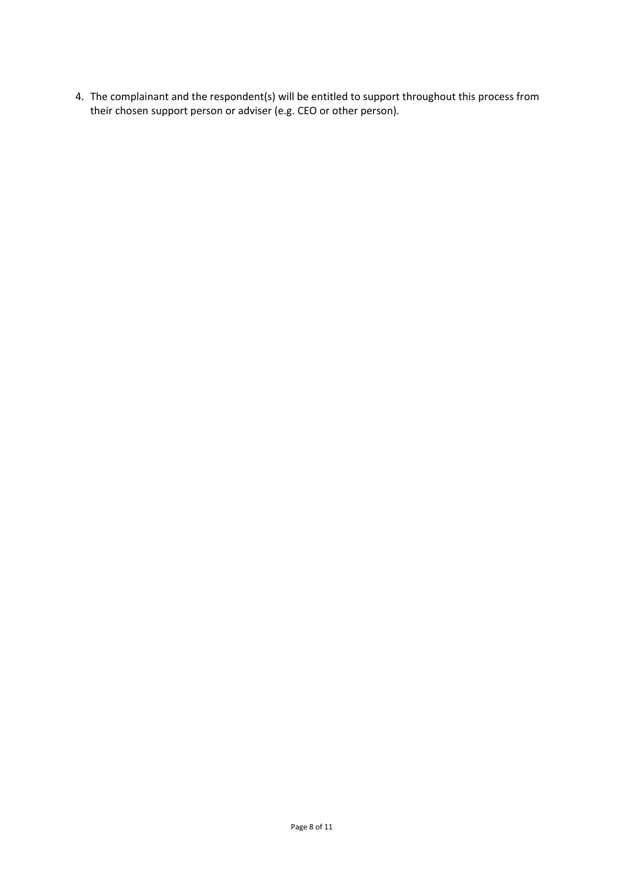4. The complainant and the respondent(s) will be entitled to support throughout this process from their chosen support person or adviser (e.g. CEO or other person).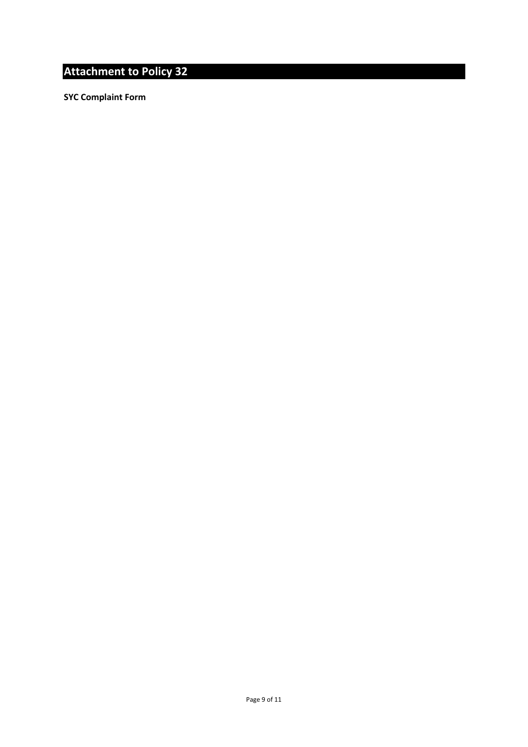# Attachment to Policy 32

**SYC Complaint Form**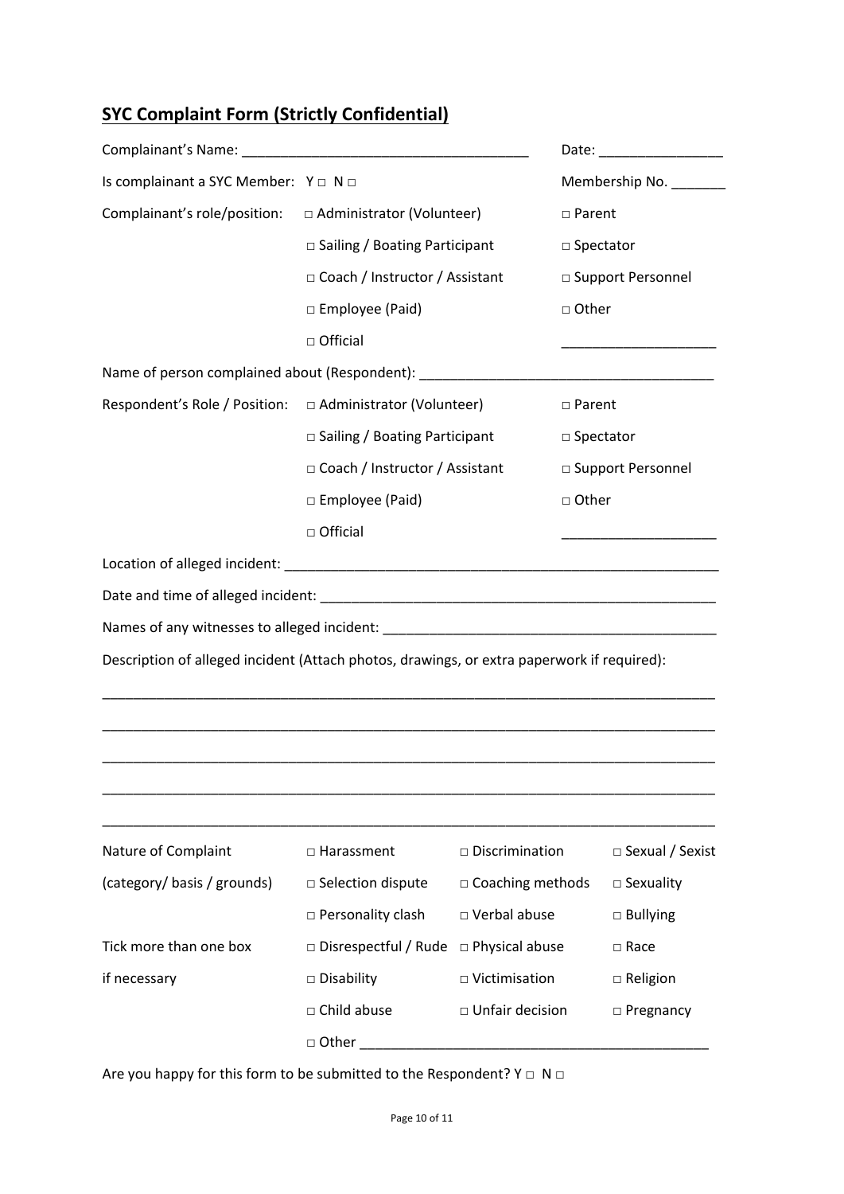## **SYC Complaint Form (Strictly Confidential)**

Complainant's Name: _____________________________________ Date: ________________

Is complainant a SYC Member: Y □ N □ Membership No. _______

| Complainant's role/position: | □ Administrator (Volunteer) | □ Parent |
|---|---|---|
| | □ Sailing / Boating Participant | □ Spectator |
| | □ Coach / Instructor / Assistant | □ Support Personnel |
| | □ Employee (Paid) | □ Other |
| | □ Official | ____________________ |

Name of person complained about (Respondent): ______________________________________

| Respondent's Role / Position: | □ Administrator (Volunteer) | □ Parent |
|---|---|---|
| | □ Sailing / Boating Participant | □ Spectator |
| | □ Coach / Instructor / Assistant | □ Support Personnel |
| | □ Employee (Paid) | □ Other |
| | □ Official | ____________________ |

Location of alleged incident: __________________________________________________________

Date and time of alleged incident: _____________________________________________________

Names of any witnesses to alleged incident: ____________________________________________

Description of alleged incident (Attach photos, drawings, or extra paperwork if required):

_________________________________________________________________________________

_________________________________________________________________________________

_________________________________________________________________________________

_________________________________________________________________________________

_________________________________________________________________________________

| Nature of Complaint | □ Harassment | □ Discrimination | □ Sexual / Sexist |
|---|---|---|---|
| (category/ basis / grounds) | □ Selection dispute | □ Coaching methods | □ Sexuality |
| | □ Personality clash | □ Verbal abuse | □ Bullying |
| Tick more than one box | □ Disrespectful / Rude | □ Physical abuse | □ Race |
| if necessary | □ Disability | □ Victimisation | □ Religion |
| | □ Child abuse | □ Unfair decision | □ Pregnancy |
| | □ Other _____________________________________________ | | |

Are you happy for this form to be submitted to the Respondent? Y □ N □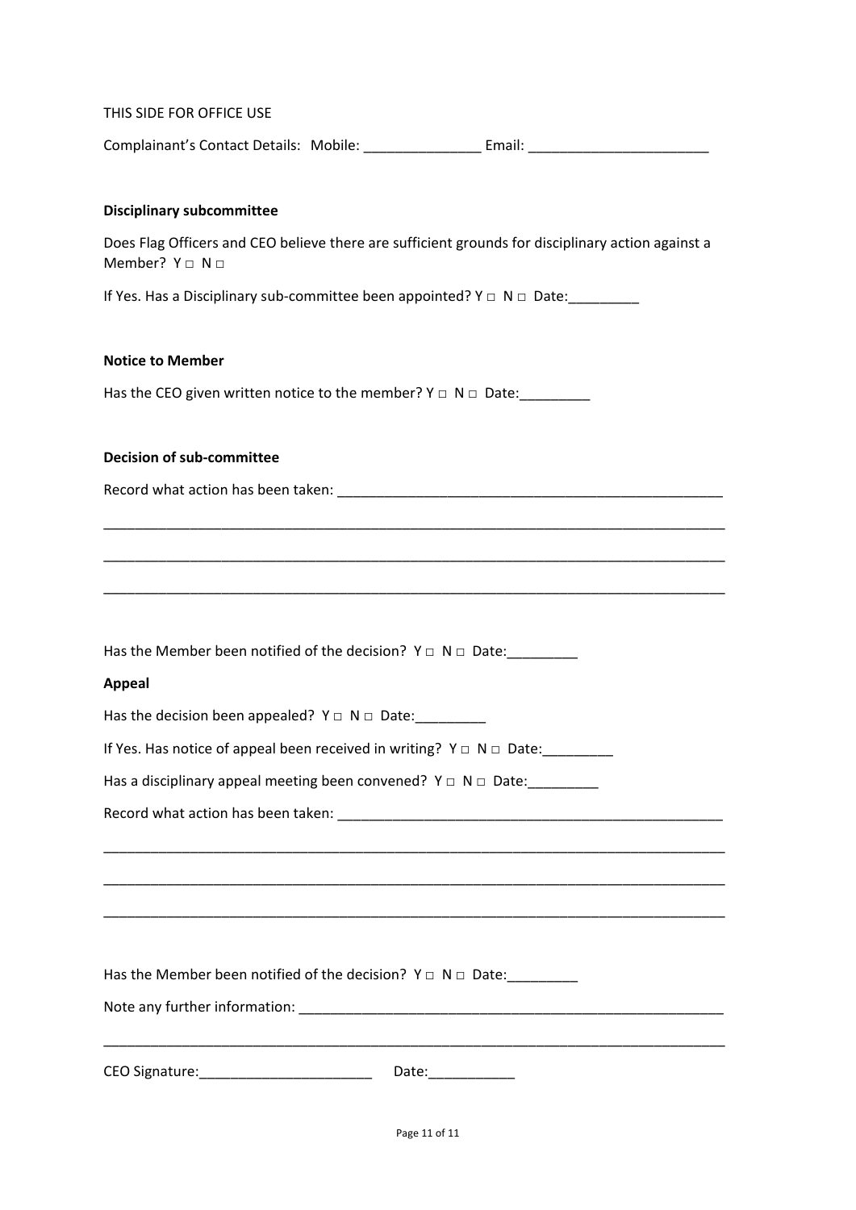THIS SIDE FOR OFFICE USE

Complainant's Contact Details: Mobile: _______________ Email: _______________________

**Disciplinary subcommittee**

Does Flag Officers and CEO believe there are sufficient grounds for disciplinary action against a Member? Y □ N □

If Yes. Has a Disciplinary sub-committee been appointed? Y □ N □ Date:_________

**Notice to Member**

Has the CEO given written notice to the member? Y □ N □ Date:_________

**Decision of sub-committee**

Record what action has been taken: ___________________________________________________

________________________________________________________________________________

________________________________________________________________________________

________________________________________________________________________________

Has the Member been notified of the decision? Y □ N □ Date:_________

**Appeal**

Has the decision been appealed? Y □ N □ Date:_________

If Yes. Has notice of appeal been received in writing? Y □ N □ Date:_________

Has a disciplinary appeal meeting been convened? Y □ N □ Date:_________

Record what action has been taken: ___________________________________________________

________________________________________________________________________________

________________________________________________________________________________

________________________________________________________________________________

Has the Member been notified of the decision? Y □ N □ Date:_________

Note any further information: ________________________________________________________

________________________________________________________________________________

CEO Signature:______________________ Date:___________